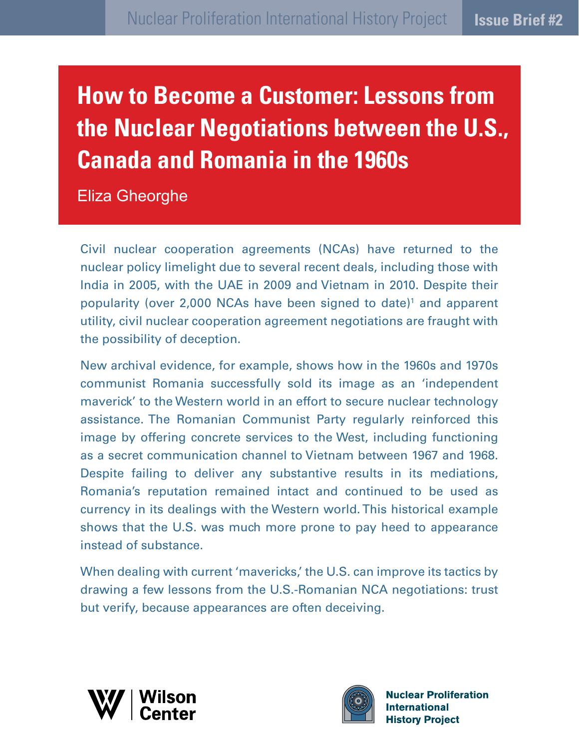Nuclear Proliferation International History Project

Issue Brief #2

# How to Become a Customer: Lessons from the Nuclear Negotiations between the U.S., Canada and Romania in the 1960s

Eliza Gheorghe

Civil nuclear cooperation agreements (NCAs) have returned to the nuclear policy limelight due to several recent deals, including those with India in 2005, with the UAE in 2009 and Vietnam in 2010. Despite their popularity (over 2,000 NCAs have been signed to date)[1] and apparent utility, civil nuclear cooperation agreement negotiations are fraught with the possibility of deception.

New archival evidence, for example, shows how in the 1960s and 1970s communist Romania successfully sold its image as an 'independent maverick' to the Western world in an effort to secure nuclear technology assistance. The Romanian Communist Party regularly reinforced this image by offering concrete services to the West, including functioning as a secret communication channel to Vietnam between 1967 and 1968. Despite failing to deliver any substantive results in its mediations, Romania's reputation remained intact and continued to be used as currency in its dealings with the Western world. This historical example shows that the U.S. was much more prone to pay heed to appearance instead of substance.

When dealing with current 'mavericks,' the U.S. can improve its tactics by drawing a few lessons from the U.S.-Romanian NCA negotiations: trust but verify, because appearances are often deceiving.

Wilson Center

Nuclear Proliferation International History Project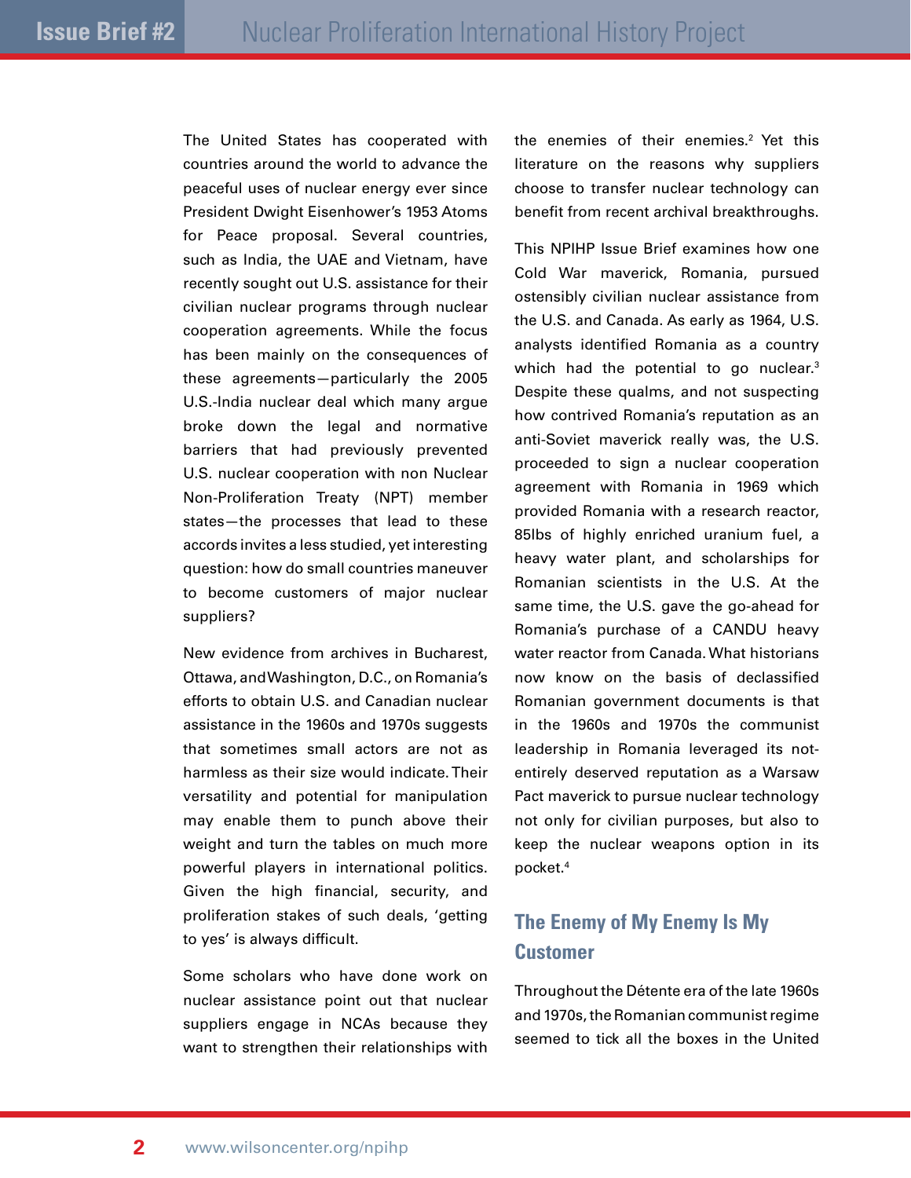The United States has cooperated with countries around the world to advance the peaceful uses of nuclear energy ever since President Dwight Eisenhower's 1953 Atoms for Peace proposal. Several countries, such as India, the UAE and Vietnam, have recently sought out U.S. assistance for their civilian nuclear programs through nuclear cooperation agreements. While the focus has been mainly on the consequences of these agreements—particularly the 2005 U.S.-India nuclear deal which many argue broke down the legal and normative barriers that had previously prevented U.S. nuclear cooperation with non Nuclear Non-Proliferation Treaty (NPT) member states—the processes that lead to these accords invites a less studied, yet interesting question: how do small countries maneuver to become customers of major nuclear suppliers?

New evidence from archives in Bucharest, Ottawa, and Washington, D.C., on Romania's efforts to obtain U.S. and Canadian nuclear assistance in the 1960s and 1970s suggests that sometimes small actors are not as harmless as their size would indicate. Their versatility and potential for manipulation may enable them to punch above their weight and turn the tables on much more powerful players in international politics. Given the high financial, security, and proliferation stakes of such deals, 'getting to yes' is always difficult.

Some scholars who have done work on nuclear assistance point out that nuclear suppliers engage in NCAs because they want to strengthen their relationships with the enemies of their enemies.[2] Yet this literature on the reasons why suppliers choose to transfer nuclear technology can benefit from recent archival breakthroughs.

This NPIHP Issue Brief examines how one Cold War maverick, Romania, pursued ostensibly civilian nuclear assistance from the U.S. and Canada. As early as 1964, U.S. analysts identified Romania as a country which had the potential to go nuclear.[3] Despite these qualms, and not suspecting how contrived Romania's reputation as an anti-Soviet maverick really was, the U.S. proceeded to sign a nuclear cooperation agreement with Romania in 1969 which provided Romania with a research reactor, 85lbs of highly enriched uranium fuel, a heavy water plant, and scholarships for Romanian scientists in the U.S. At the same time, the U.S. gave the go-ahead for Romania's purchase of a CANDU heavy water reactor from Canada. What historians now know on the basis of declassified Romanian government documents is that in the 1960s and 1970s the communist leadership in Romania leveraged its not-entirely deserved reputation as a Warsaw Pact maverick to pursue nuclear technology not only for civilian purposes, but also to keep the nuclear weapons option in its pocket.[4]

## The Enemy of My Enemy Is My Customer

Throughout the Détente era of the late 1960s and 1970s, the Romanian communist regime seemed to tick all the boxes in the United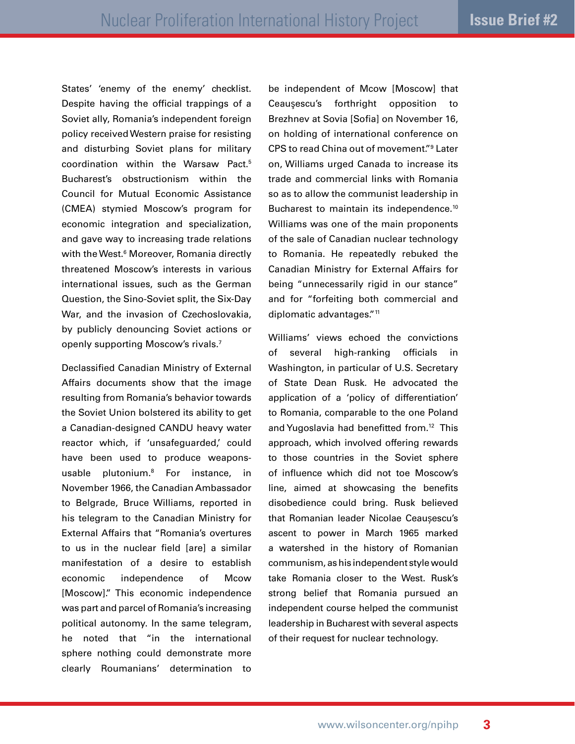States' 'enemy of the enemy' checklist. Despite having the official trappings of a Soviet ally, Romania's independent foreign policy received Western praise for resisting and disturbing Soviet plans for military coordination within the Warsaw Pact.[5] Bucharest's obstructionism within the Council for Mutual Economic Assistance (CMEA) stymied Moscow's program for economic integration and specialization, and gave way to increasing trade relations with the West.[6] Moreover, Romania directly threatened Moscow's interests in various international issues, such as the German Question, the Sino-Soviet split, the Six-Day War, and the invasion of Czechoslovakia, by publicly denouncing Soviet actions or openly supporting Moscow's rivals.[7]

Declassified Canadian Ministry of External Affairs documents show that the image resulting from Romania's behavior towards the Soviet Union bolstered its ability to get a Canadian-designed CANDU heavy water reactor which, if 'unsafeguarded,' could have been used to produce weapons-usable plutonium.[8] For instance, in November 1966, the Canadian Ambassador to Belgrade, Bruce Williams, reported in his telegram to the Canadian Ministry for External Affairs that "Romania's overtures to us in the nuclear field [are] a similar manifestation of a desire to establish economic independence of Mcow [Moscow]." This economic independence was part and parcel of Romania's increasing political autonomy. In the same telegram, he noted that "in the international sphere nothing could demonstrate more clearly Roumanians' determination to be independent of Mcow [Moscow] that Ceauşescu's forthright opposition to Brezhnev at Sovia [Sofia] on November 16, on holding of international conference on CPS to read China out of movement."[9] Later on, Williams urged Canada to increase its trade and commercial links with Romania so as to allow the communist leadership in Bucharest to maintain its independence.[10] Williams was one of the main proponents of the sale of Canadian nuclear technology to Romania. He repeatedly rebuked the Canadian Ministry for External Affairs for being "unnecessarily rigid in our stance" and for "forfeiting both commercial and diplomatic advantages."[11]

Williams' views echoed the convictions of several high-ranking officials in Washington, in particular of U.S. Secretary of State Dean Rusk. He advocated the application of a 'policy of differentiation' to Romania, comparable to the one Poland and Yugoslavia had benefitted from.[12] This approach, which involved offering rewards to those countries in the Soviet sphere of influence which did not toe Moscow's line, aimed at showcasing the benefits disobedience could bring. Rusk believed that Romanian leader Nicolae Ceaușescu's ascent to power in March 1965 marked a watershed in the history of Romanian communism, as his independent style would take Romania closer to the West. Rusk's strong belief that Romania pursued an independent course helped the communist leadership in Bucharest with several aspects of their request for nuclear technology.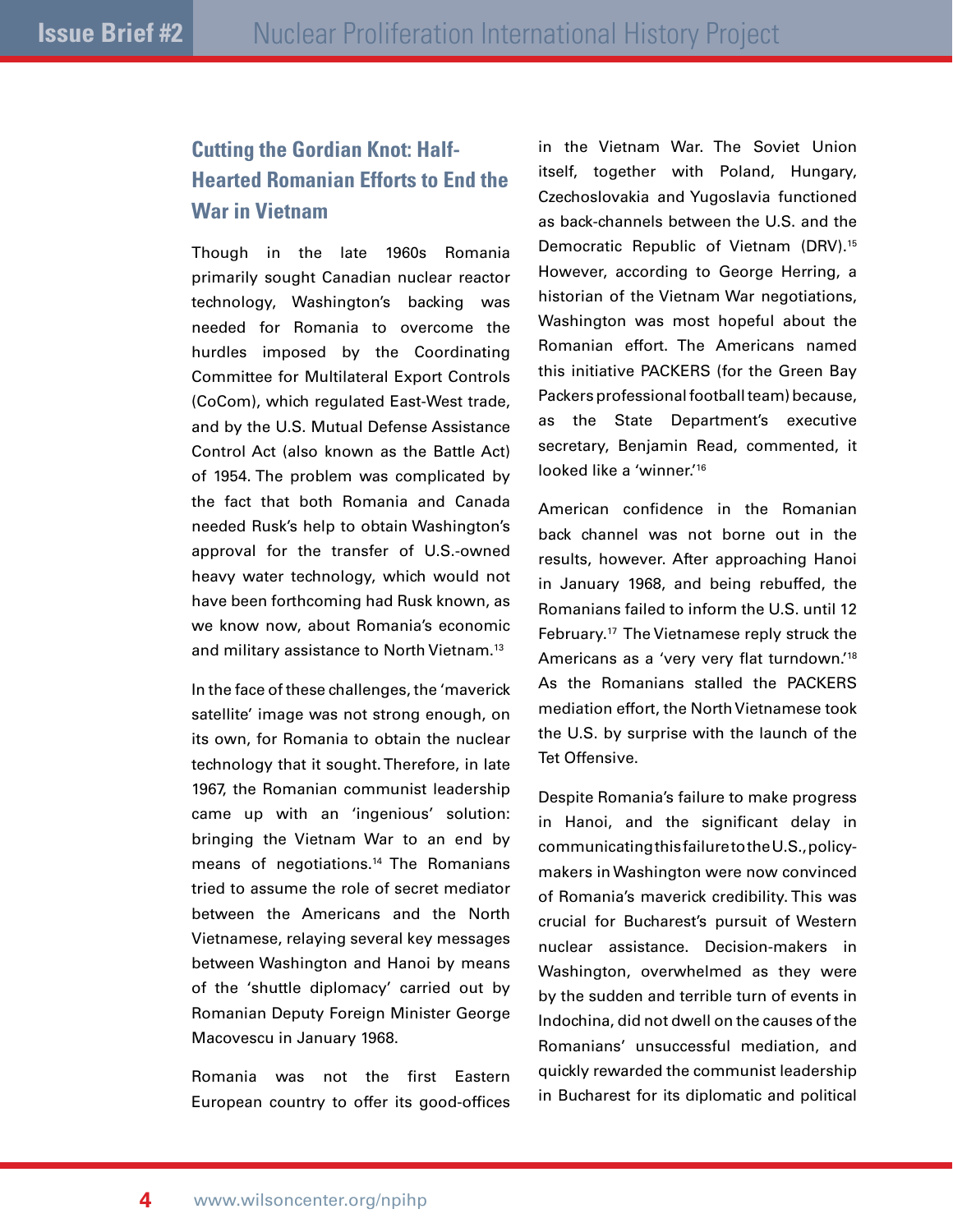## Cutting the Gordian Knot: Half-Hearted Romanian Efforts to End the War in Vietnam

Though in the late 1960s Romania primarily sought Canadian nuclear reactor technology, Washington's backing was needed for Romania to overcome the hurdles imposed by the Coordinating Committee for Multilateral Export Controls (CoCom), which regulated East-West trade, and by the U.S. Mutual Defense Assistance Control Act (also known as the Battle Act) of 1954. The problem was complicated by the fact that both Romania and Canada needed Rusk's help to obtain Washington's approval for the transfer of U.S.-owned heavy water technology, which would not have been forthcoming had Rusk known, as we know now, about Romania's economic and military assistance to North Vietnam.[13]

In the face of these challenges, the 'maverick satellite' image was not strong enough, on its own, for Romania to obtain the nuclear technology that it sought. Therefore, in late 1967, the Romanian communist leadership came up with an 'ingenious' solution: bringing the Vietnam War to an end by means of negotiations.[14] The Romanians tried to assume the role of secret mediator between the Americans and the North Vietnamese, relaying several key messages between Washington and Hanoi by means of the 'shuttle diplomacy' carried out by Romanian Deputy Foreign Minister George Macovescu in January 1968.

Romania was not the first Eastern European country to offer its good-offices in the Vietnam War. The Soviet Union itself, together with Poland, Hungary, Czechoslovakia and Yugoslavia functioned as back-channels between the U.S. and the Democratic Republic of Vietnam (DRV).[15] However, according to George Herring, a historian of the Vietnam War negotiations, Washington was most hopeful about the Romanian effort. The Americans named this initiative PACKERS (for the Green Bay Packers professional football team) because, as the State Department's executive secretary, Benjamin Read, commented, it looked like a 'winner.'[16]

American confidence in the Romanian back channel was not borne out in the results, however. After approaching Hanoi in January 1968, and being rebuffed, the Romanians failed to inform the U.S. until 12 February.[17] The Vietnamese reply struck the Americans as a 'very very flat turndown.'[18] As the Romanians stalled the PACKERS mediation effort, the North Vietnamese took the U.S. by surprise with the launch of the Tet Offensive.

Despite Romania's failure to make progress in Hanoi, and the significant delay in communicating this failure to the U.S., policy-makers in Washington were now convinced of Romania's maverick credibility. This was crucial for Bucharest's pursuit of Western nuclear assistance. Decision-makers in Washington, overwhelmed as they were by the sudden and terrible turn of events in Indochina, did not dwell on the causes of the Romanians' unsuccessful mediation, and quickly rewarded the communist leadership in Bucharest for its diplomatic and political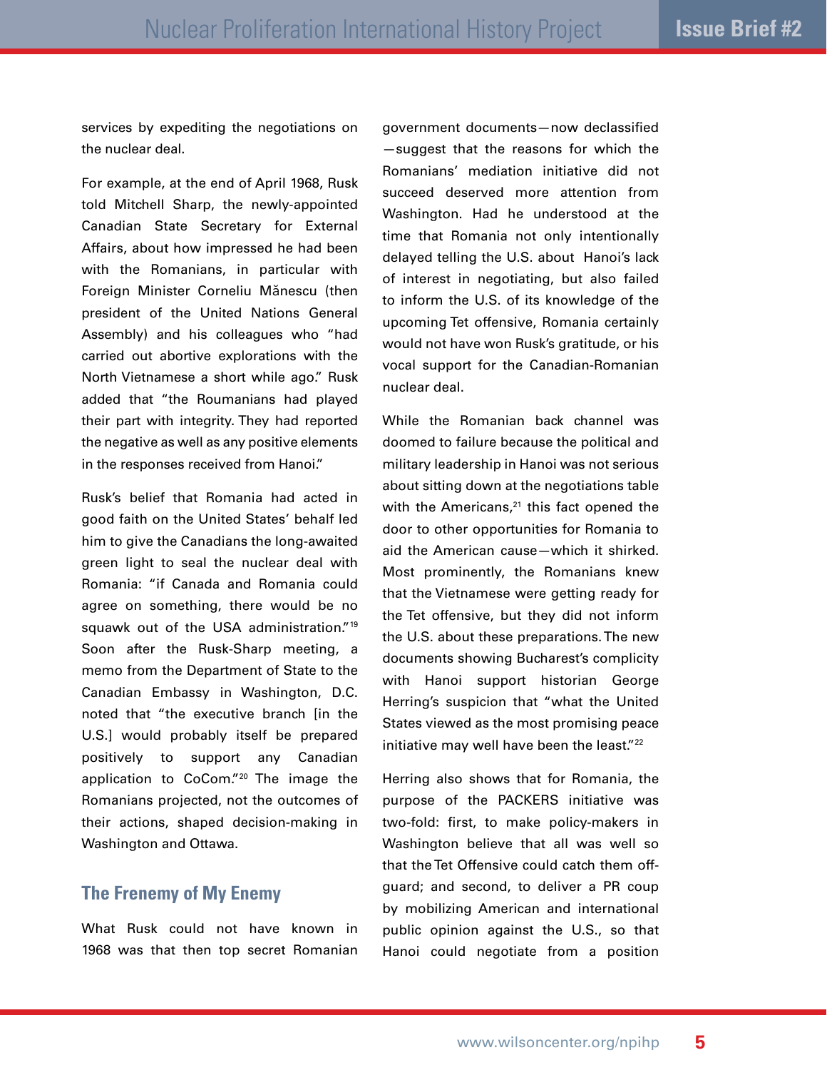services by expediting the negotiations on the nuclear deal.

For example, at the end of April 1968, Rusk told Mitchell Sharp, the newly-appointed Canadian State Secretary for External Affairs, about how impressed he had been with the Romanians, in particular with Foreign Minister Corneliu Mănescu (then president of the United Nations General Assembly) and his colleagues who "had carried out abortive explorations with the North Vietnamese a short while ago." Rusk added that "the Roumanians had played their part with integrity. They had reported the negative as well as any positive elements in the responses received from Hanoi."

Rusk's belief that Romania had acted in good faith on the United States' behalf led him to give the Canadians the long-awaited green light to seal the nuclear deal with Romania: "if Canada and Romania could agree on something, there would be no squawk out of the USA administration."[19] Soon after the Rusk-Sharp meeting, a memo from the Department of State to the Canadian Embassy in Washington, D.C. noted that "the executive branch [in the U.S.] would probably itself be prepared positively to support any Canadian application to CoCom."[20] The image the Romanians projected, not the outcomes of their actions, shaped decision-making in Washington and Ottawa.

## The Frenemy of My Enemy

What Rusk could not have known in 1968 was that then top secret Romanian government documents—now declassified—suggest that the reasons for which the Romanians' mediation initiative did not succeed deserved more attention from Washington. Had he understood at the time that Romania not only intentionally delayed telling the U.S. about Hanoi's lack of interest in negotiating, but also failed to inform the U.S. of its knowledge of the upcoming Tet offensive, Romania certainly would not have won Rusk's gratitude, or his vocal support for the Canadian-Romanian nuclear deal.

While the Romanian back channel was doomed to failure because the political and military leadership in Hanoi was not serious about sitting down at the negotiations table with the Americans,[21] this fact opened the door to other opportunities for Romania to aid the American cause—which it shirked. Most prominently, the Romanians knew that the Vietnamese were getting ready for the Tet offensive, but they did not inform the U.S. about these preparations. The new documents showing Bucharest's complicity with Hanoi support historian George Herring's suspicion that "what the United States viewed as the most promising peace initiative may well have been the least."[22]

Herring also shows that for Romania, the purpose of the PACKERS initiative was two-fold: first, to make policy-makers in Washington believe that all was well so that the Tet Offensive could catch them off-guard; and second, to deliver a PR coup by mobilizing American and international public opinion against the U.S., so that Hanoi could negotiate from a position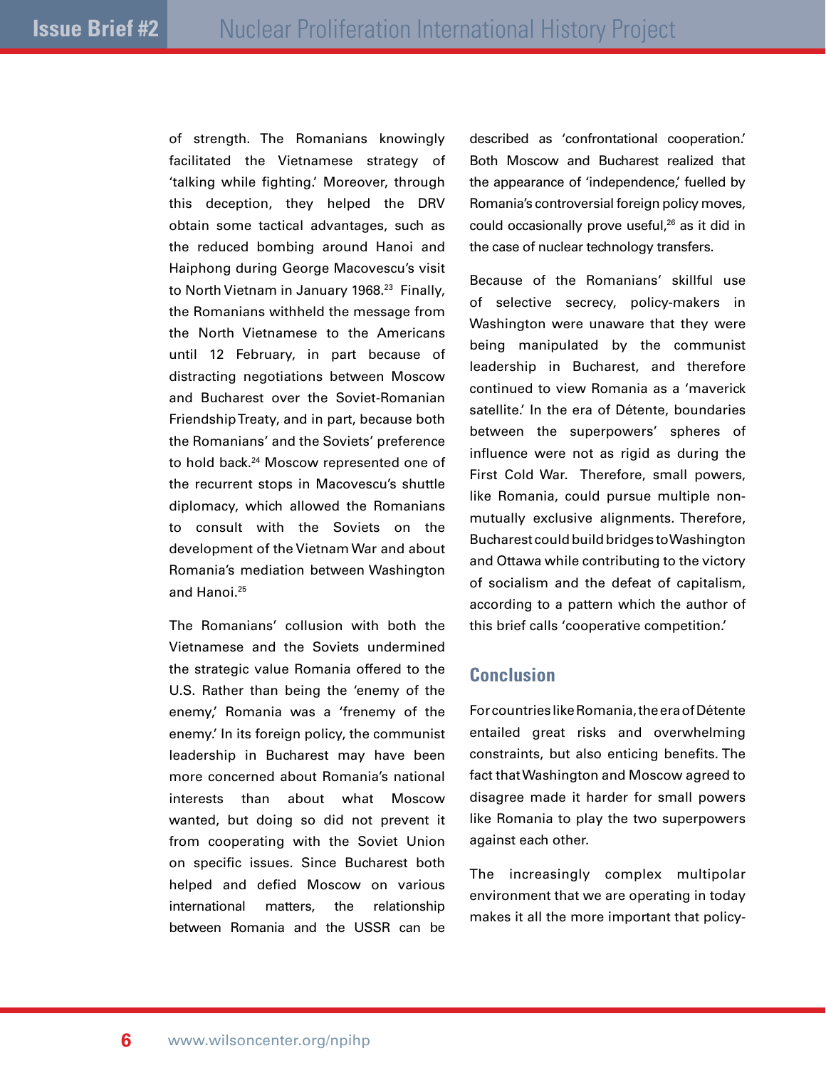of strength. The Romanians knowingly facilitated the Vietnamese strategy of 'talking while fighting.' Moreover, through this deception, they helped the DRV obtain some tactical advantages, such as the reduced bombing around Hanoi and Haiphong during George Macovescu's visit to North Vietnam in January 1968.[23] Finally, the Romanians withheld the message from the North Vietnamese to the Americans until 12 February, in part because of distracting negotiations between Moscow and Bucharest over the Soviet-Romanian Friendship Treaty, and in part, because both the Romanians' and the Soviets' preference to hold back.[24] Moscow represented one of the recurrent stops in Macovescu's shuttle diplomacy, which allowed the Romanians to consult with the Soviets on the development of the Vietnam War and about Romania's mediation between Washington and Hanoi.[25]

The Romanians' collusion with both the Vietnamese and the Soviets undermined the strategic value Romania offered to the U.S. Rather than being the 'enemy of the enemy,' Romania was a 'frenemy of the enemy.' In its foreign policy, the communist leadership in Bucharest may have been more concerned about Romania's national interests than about what Moscow wanted, but doing so did not prevent it from cooperating with the Soviet Union on specific issues. Since Bucharest both helped and defied Moscow on various international matters, the relationship between Romania and the USSR can be described as 'confrontational cooperation.' Both Moscow and Bucharest realized that the appearance of 'independence,' fuelled by Romania's controversial foreign policy moves, could occasionally prove useful,[26] as it did in the case of nuclear technology transfers.

Because of the Romanians' skillful use of selective secrecy, policy-makers in Washington were unaware that they were being manipulated by the communist leadership in Bucharest, and therefore continued to view Romania as a 'maverick satellite.' In the era of Détente, boundaries between the superpowers' spheres of influence were not as rigid as during the First Cold War. Therefore, small powers, like Romania, could pursue multiple non-mutually exclusive alignments. Therefore, Bucharest could build bridges to Washington and Ottawa while contributing to the victory of socialism and the defeat of capitalism, according to a pattern which the author of this brief calls 'cooperative competition.'

## Conclusion

For countries like Romania, the era of Détente entailed great risks and overwhelming constraints, but also enticing benefits. The fact that Washington and Moscow agreed to disagree made it harder for small powers like Romania to play the two superpowers against each other.

The increasingly complex multipolar environment that we are operating in today makes it all the more important that policy-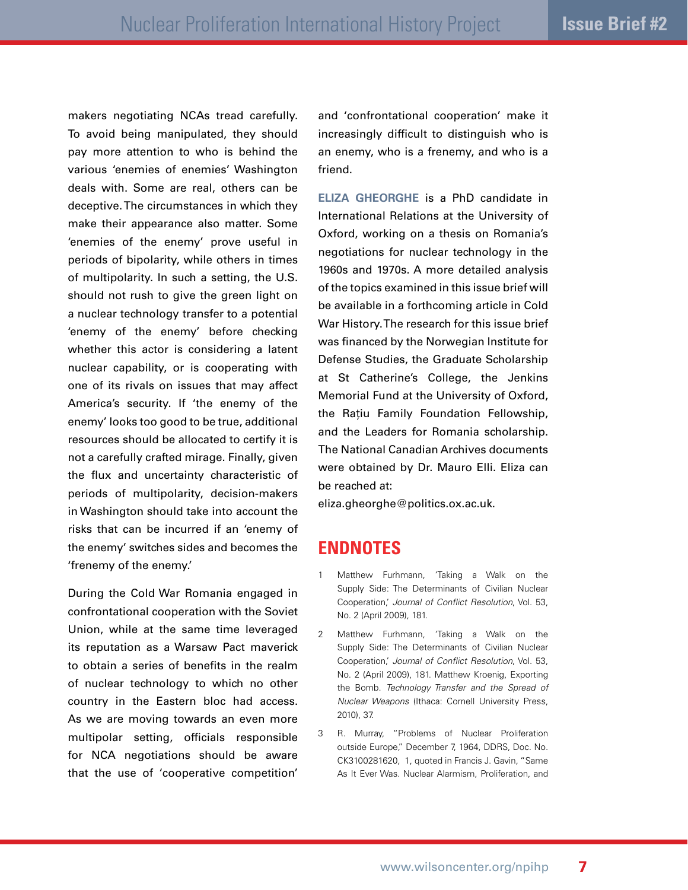makers negotiating NCAs tread carefully. To avoid being manipulated, they should pay more attention to who is behind the various 'enemies of enemies' Washington deals with. Some are real, others can be deceptive. The circumstances in which they make their appearance also matter. Some 'enemies of the enemy' prove useful in periods of bipolarity, while others in times of multipolarity. In such a setting, the U.S. should not rush to give the green light on a nuclear technology transfer to a potential 'enemy of the enemy' before checking whether this actor is considering a latent nuclear capability, or is cooperating with one of its rivals on issues that may affect America's security. If 'the enemy of the enemy' looks too good to be true, additional resources should be allocated to certify it is not a carefully crafted mirage. Finally, given the flux and uncertainty characteristic of periods of multipolarity, decision-makers in Washington should take into account the risks that can be incurred if an 'enemy of the enemy' switches sides and becomes the 'frenemy of the enemy.'

During the Cold War Romania engaged in confrontational cooperation with the Soviet Union, while at the same time leveraged its reputation as a Warsaw Pact maverick to obtain a series of benefits in the realm of nuclear technology to which no other country in the Eastern bloc had access. As we are moving towards an even more multipolar setting, officials responsible for NCA negotiations should be aware that the use of 'cooperative competition' and 'confrontational cooperation' make it increasingly difficult to distinguish who is an enemy, who is a frenemy, and who is a friend.

**ELIZA GHEORGHE** is a PhD candidate in International Relations at the University of Oxford, working on a thesis on Romania's negotiations for nuclear technology in the 1960s and 1970s. A more detailed analysis of the topics examined in this issue brief will be available in a forthcoming article in Cold War History. The research for this issue brief was financed by the Norwegian Institute for Defense Studies, the Graduate Scholarship at St Catherine's College, the Jenkins Memorial Fund at the University of Oxford, the Rațiu Family Foundation Fellowship, and the Leaders for Romania scholarship. The National Canadian Archives documents were obtained by Dr. Mauro Elli. Eliza can be reached at: eliza.gheorghe@politics.ox.ac.uk.

## ENDNOTES

1. Matthew Furhmann, 'Taking a Walk on the Supply Side: The Determinants of Civilian Nuclear Cooperation,' *Journal of Conflict Resolution*, Vol. 53, No. 2 (April 2009), 181.
2. Matthew Furhmann, 'Taking a Walk on the Supply Side: The Determinants of Civilian Nuclear Cooperation,' *Journal of Conflict Resolution*, Vol. 53, No. 2 (April 2009), 181. Matthew Kroenig, Exporting the Bomb. *Technology Transfer and the Spread of Nuclear Weapons* (Ithaca: Cornell University Press, 2010), 37.
3. R. Murray, "Problems of Nuclear Proliferation outside Europe," December 7, 1964, DDRS, Doc. No. CK3100281620, 1, quoted in Francis J. Gavin, "Same As It Ever Was. Nuclear Alarmism, Proliferation, and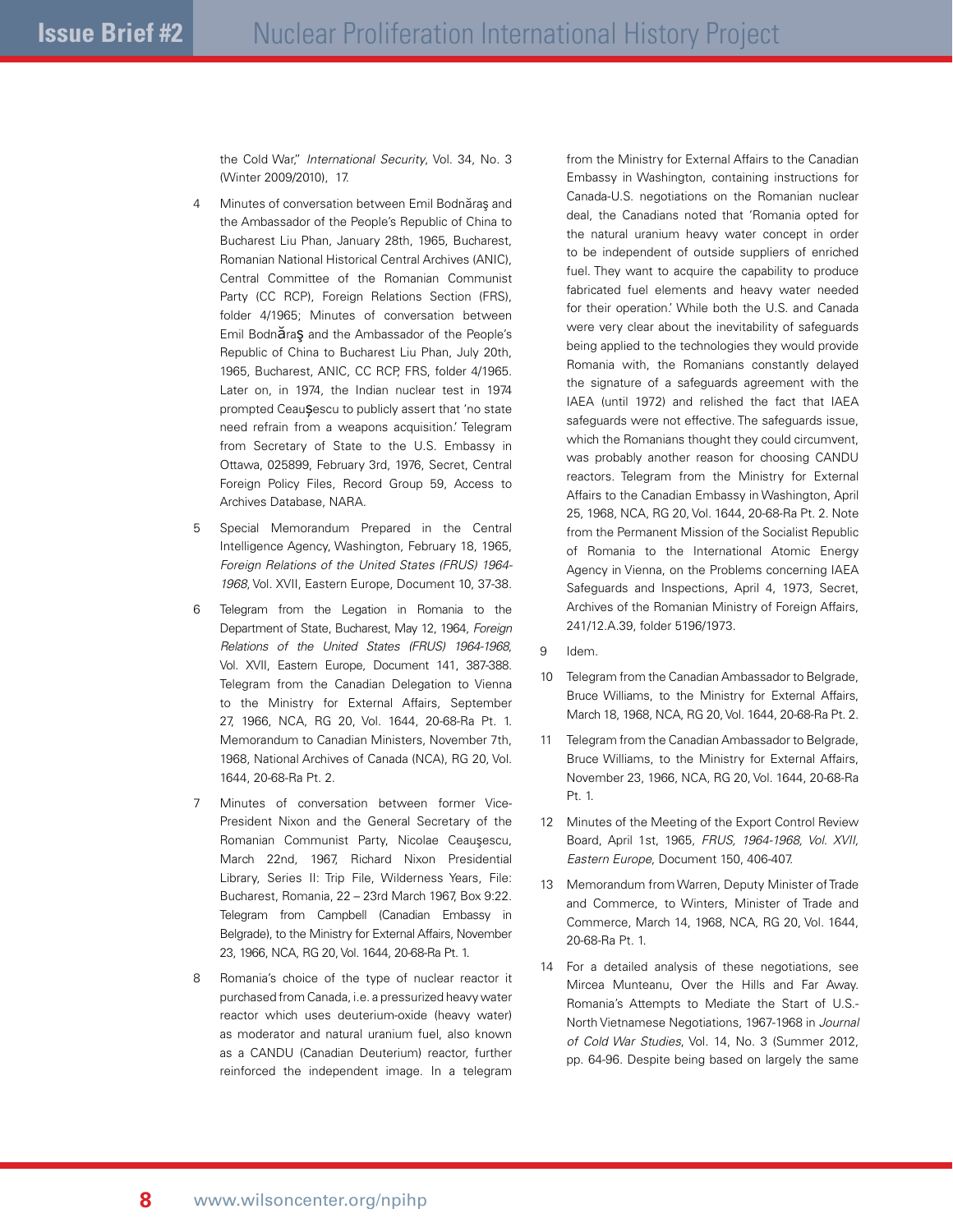the Cold War," *International Security*, Vol. 34, No. 3 (Winter 2009/2010), 17.

4 Minutes of conversation between Emil Bodnăraş and the Ambassador of the People's Republic of China to Bucharest Liu Phan, January 28th, 1965, Bucharest, Romanian National Historical Central Archives (ANIC), Central Committee of the Romanian Communist Party (CC RCP), Foreign Relations Section (FRS), folder 4/1965; Minutes of conversation between Emil Bodnăraş and the Ambassador of the People's Republic of China to Bucharest Liu Phan, July 20th, 1965, Bucharest, ANIC, CC RCP, FRS, folder 4/1965. Later on, in 1974, the Indian nuclear test in 1974 prompted Ceauşescu to publicly assert that 'no state need refrain from a weapons acquisition.' Telegram from Secretary of State to the U.S. Embassy in Ottawa, 025899, February 3rd, 1976, Secret, Central Foreign Policy Files, Record Group 59, Access to Archives Database, NARA.

5 Special Memorandum Prepared in the Central Intelligence Agency, Washington, February 18, 1965, *Foreign Relations of the United States (FRUS) 1964-1968*, Vol. XVII, Eastern Europe, Document 10, 37-38.

6 Telegram from the Legation in Romania to the Department of State, Bucharest, May 12, 1964, *Foreign Relations of the United States (FRUS) 1964-1968*, Vol. XVII, Eastern Europe, Document 141, 387-388. Telegram from the Canadian Delegation to Vienna to the Ministry for External Affairs, September 27, 1966, NCA, RG 20, Vol. 1644, 20-68-Ra Pt. 1. Memorandum to Canadian Ministers, November 7th, 1968, National Archives of Canada (NCA), RG 20, Vol. 1644, 20-68-Ra Pt. 2.

7 Minutes of conversation between former Vice-President Nixon and the General Secretary of the Romanian Communist Party, Nicolae Ceauşescu, March 22nd, 1967, Richard Nixon Presidential Library, Series II: Trip File, Wilderness Years, File: Bucharest, Romania, 22 – 23rd March 1967, Box 9:22. Telegram from Campbell (Canadian Embassy in Belgrade), to the Ministry for External Affairs, November 23, 1966, NCA, RG 20, Vol. 1644, 20-68-Ra Pt. 1.

8 Romania's choice of the type of nuclear reactor it purchased from Canada, i.e. a pressurized heavy water reactor which uses deuterium-oxide (heavy water) as moderator and natural uranium fuel, also known as a CANDU (Canadian Deuterium) reactor, further reinforced the independent image. In a telegram from the Ministry for External Affairs to the Canadian Embassy in Washington, containing instructions for Canada-U.S. negotiations on the Romanian nuclear deal, the Canadians noted that 'Romania opted for the natural uranium heavy water concept in order to be independent of outside suppliers of enriched fuel. They want to acquire the capability to produce fabricated fuel elements and heavy water needed for their operation.' While both the U.S. and Canada were very clear about the inevitability of safeguards being applied to the technologies they would provide Romania with, the Romanians constantly delayed the signature of a safeguards agreement with the IAEA (until 1972) and relished the fact that IAEA safeguards were not effective. The safeguards issue, which the Romanians thought they could circumvent, was probably another reason for choosing CANDU reactors. Telegram from the Ministry for External Affairs to the Canadian Embassy in Washington, April 25, 1968, NCA, RG 20, Vol. 1644, 20-68-Ra Pt. 2. Note from the Permanent Mission of the Socialist Republic of Romania to the International Atomic Energy Agency in Vienna, on the Problems concerning IAEA Safeguards and Inspections, April 4, 1973, Secret, Archives of the Romanian Ministry of Foreign Affairs, 241/12.A.39, folder 5196/1973.

9 Idem.

10 Telegram from the Canadian Ambassador to Belgrade, Bruce Williams, to the Ministry for External Affairs, March 18, 1968, NCA, RG 20, Vol. 1644, 20-68-Ra Pt. 2.

11 Telegram from the Canadian Ambassador to Belgrade, Bruce Williams, to the Ministry for External Affairs, November 23, 1966, NCA, RG 20, Vol. 1644, 20-68-Ra Pt. 1.

12 Minutes of the Meeting of the Export Control Review Board, April 1st, 1965, *FRUS, 1964-1968, Vol. XVII, Eastern Europe*, Document 150, 406-407.

13 Memorandum from Warren, Deputy Minister of Trade and Commerce, to Winters, Minister of Trade and Commerce, March 14, 1968, NCA, RG 20, Vol. 1644, 20-68-Ra Pt. 1.

14 For a detailed analysis of these negotiations, see Mircea Munteanu, Over the Hills and Far Away. Romania's Attempts to Mediate the Start of U.S.-North Vietnamese Negotiations, 1967-1968 in *Journal of Cold War Studies*, Vol. 14, No. 3 (Summer 2012, pp. 64-96. Despite being based on largely the same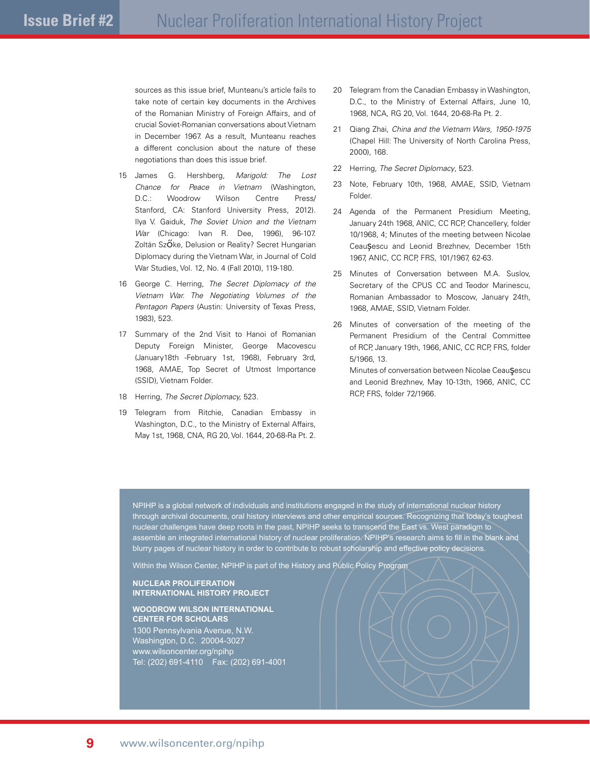sources as this issue brief, Munteanu's article fails to take note of certain key documents in the Archives of the Romanian Ministry of Foreign Affairs, and of crucial Soviet-Romanian conversations about Vietnam in December 1967. As a result, Munteanu reaches a different conclusion about the nature of these negotiations than does this issue brief.

15 James G. Hershberg, *Marigold: The Lost Chance for Peace in Vietnam* (Washington, D.C.: Woodrow Wilson Centre Press/ Stanford, CA: Stanford University Press, 2012). Ilya V. Gaiduk, *The Soviet Union and the Vietnam War* (Chicago: Ivan R. Dee, 1996), 96-107. Zoltán SzŐke, Delusion or Reality? Secret Hungarian Diplomacy during the Vietnam War, in Journal of Cold War Studies, Vol. 12, No. 4 (Fall 2010), 119-180.

16 George C. Herring, *The Secret Diplomacy of the Vietnam War. The Negotiating Volumes of the Pentagon Papers* (Austin: University of Texas Press, 1983), 523.

17 Summary of the 2nd Visit to Hanoi of Romanian Deputy Foreign Minister, George Macovescu (January18th -February 1st, 1968), February 3rd, 1968, AMAE, Top Secret of Utmost Importance (SSID), Vietnam Folder.

18 Herring, *The Secret Diplomacy,* 523.

19 Telegram from Ritchie, Canadian Embassy in Washington, D.C., to the Ministry of External Affairs, May 1st, 1968, CNA, RG 20, Vol. 1644, 20-68-Ra Pt. 2.

20 Telegram from the Canadian Embassy in Washington, D.C., to the Ministry of External Affairs, June 10, 1968, NCA, RG 20, Vol. 1644, 20-68-Ra Pt. 2.

21 Qiang Zhai, *China and the Vietnam Wars, 1950-1975* (Chapel Hill: The University of North Carolina Press, 2000), 168.

22 Herring, *The Secret Diplomacy*, 523.

23 Note, February 10th, 1968, AMAE, SSID, Vietnam Folder.

24 Agenda of the Permanent Presidium Meeting, January 24th 1968, ANIC, CC RCP, Chancellery, folder 10/1968, 4; Minutes of the meeting between Nicolae Ceauşescu and Leonid Brezhnev, December 15th 1967, ANIC, CC RCP, FRS, 101/1967, 62-63.

25 Minutes of Conversation between M.A. Suslov, Secretary of the CPUS CC and Teodor Marinescu, Romanian Ambassador to Moscow, January 24th, 1968, AMAE, SSID, Vietnam Folder.

26 Minutes of conversation of the meeting of the Permanent Presidium of the Central Committee of RCP, January 19th, 1966, ANIC, CC RCP, FRS, folder 5/1966, 13.
Minutes of conversation between Nicolae Ceauşescu and Leonid Brezhnev, May 10-13th, 1966, ANIC, CC RCP, FRS, folder 72/1966.

NPIHP is a global network of individuals and institutions engaged in the study of international nuclear history through archival documents, oral history interviews and other empirical sources. Recognizing that today's toughest nuclear challenges have deep roots in the past, NPIHP seeks to transcend the East vs. West paradigm to assemble an integrated international history of nuclear proliferation. NPIHP's research aims to fill in the blank and blurry pages of nuclear history in order to contribute to robust scholarship and effective policy decisions.

Within the Wilson Center, NPIHP is part of the History and Public Policy Program

**NUCLEAR PROLIFERATION INTERNATIONAL HISTORY PROJECT**

**WOODROW WILSON INTERNATIONAL CENTER FOR SCHOLARS**
1300 Pennsylvania Avenue, N.W.
Washington, D.C. 20004-3027
www.wilsoncenter.org/npihp
Tel: (202) 691-4110 Fax: (202) 691-4001